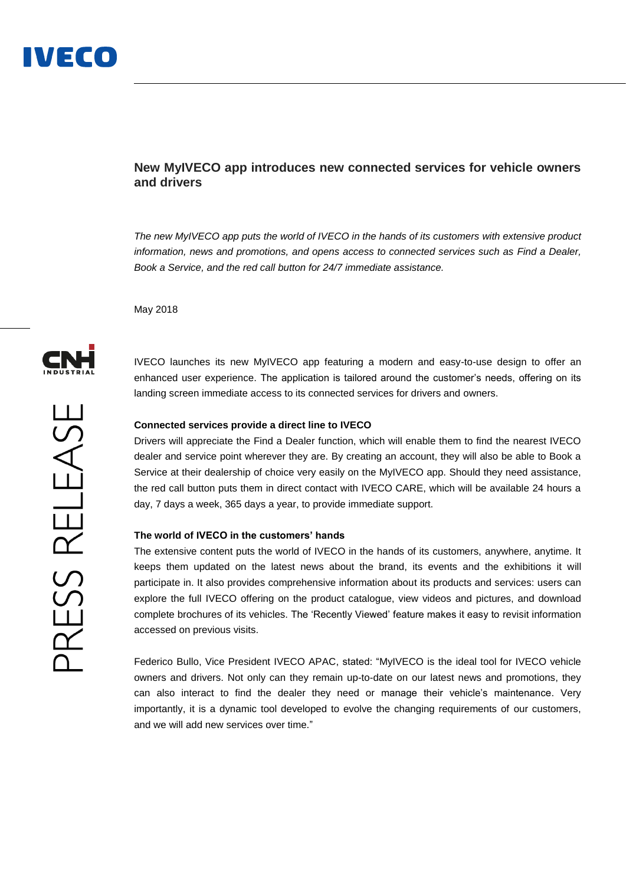# New MyIVECO app introduces new connected services for vehicle owners and drivers

*The new MyIVECO app puts the world of IVECO in the hands of its customers with extensive product information, news and promotions, and opens access to connected services such as Find a Dealer, Book a Service, and the red call button for 24/7 immediate assistance.*

May 2018

IVECO launches its new MyIVECO app featuring a modern and easy-to-use design to offer an enhanced user experience. The application is tailored around the customer's needs, offering on its landing screen immediate access to its connected services for drivers and owners.

**Connected services provide a direct line to IVECO**

Drivers will appreciate the Find a Dealer function, which will enable them to find the nearest IVECO dealer and service point wherever they are. By creating an account, they will also be able to Book a Service at their dealership of choice very easily on the MyIVECO app. Should they need assistance, the red call button puts them in direct contact with IVECO CARE, which will be available 24 hours a day, 7 days a week, 365 days a year, to provide immediate support.

**The world of IVECO in the customers' hands**

The extensive content puts the world of IVECO in the hands of its customers, anywhere, anytime. It keeps them updated on the latest news about the brand, its events and the exhibitions it will participate in. It also provides comprehensive information about its products and services: users can explore the full IVECO offering on the product catalogue, view videos and pictures, and download complete brochures of its vehicles. The 'Recently Viewed' feature makes it easy to revisit information accessed on previous visits.

Federico Bullo, Vice President IVECO APAC, stated: "MyIVECO is the ideal tool for IVECO vehicle owners and drivers. Not only can they remain up-to-date on our latest news and promotions, they can also interact to find the dealer they need or manage their vehicle's maintenance. Very importantly, it is a dynamic tool developed to evolve the changing requirements of our customers, and we will add new services over time."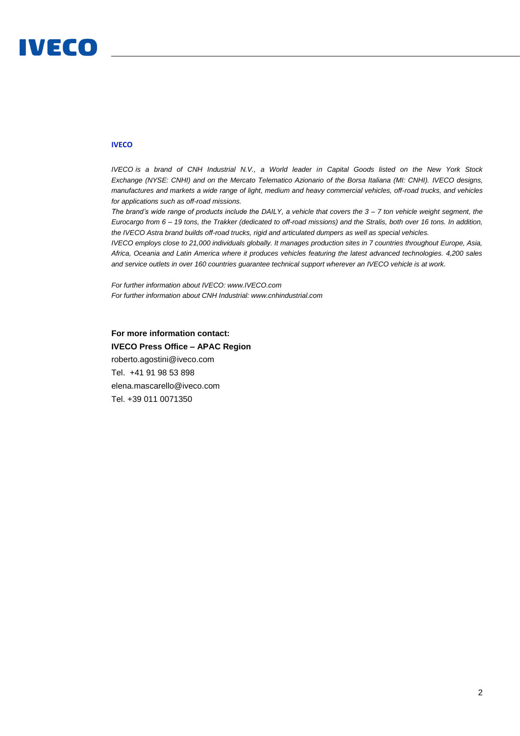**IVECO**

*IVECO is a brand of CNH Industrial N.V., a World leader in Capital Goods listed on the New York Stock Exchange (NYSE: CNHI) and on the Mercato Telematico Azionario of the Borsa Italiana (MI: CNHI). IVECO designs, manufactures and markets a wide range of light, medium and heavy commercial vehicles, off-road trucks, and vehicles for applications such as off-road missions.*

*The brand's wide range of products include the DAILY, a vehicle that covers the 3 – 7 ton vehicle weight segment, the Eurocargo from 6 – 19 tons, the Trakker (dedicated to off-road missions) and the Stralis, both over 16 tons. In addition, the IVECO Astra brand builds off-road trucks, rigid and articulated dumpers as well as special vehicles.*

*IVECO employs close to 21,000 individuals globally. It manages production sites in 7 countries throughout Europe, Asia, Africa, Oceania and Latin America where it produces vehicles featuring the latest advanced technologies. 4,200 sales and service outlets in over 160 countries guarantee technical support wherever an IVECO vehicle is at work.*

*For further information about IVECO: www.IVECO.com*
*For further information about CNH Industrial: www.cnhindustrial.com*

**For more information contact:**
**IVECO Press Office – APAC Region**
roberto.agostini@iveco.com
Tel. +41 91 98 53 898
elena.mascarello@iveco.com
Tel. +39 011 0071350